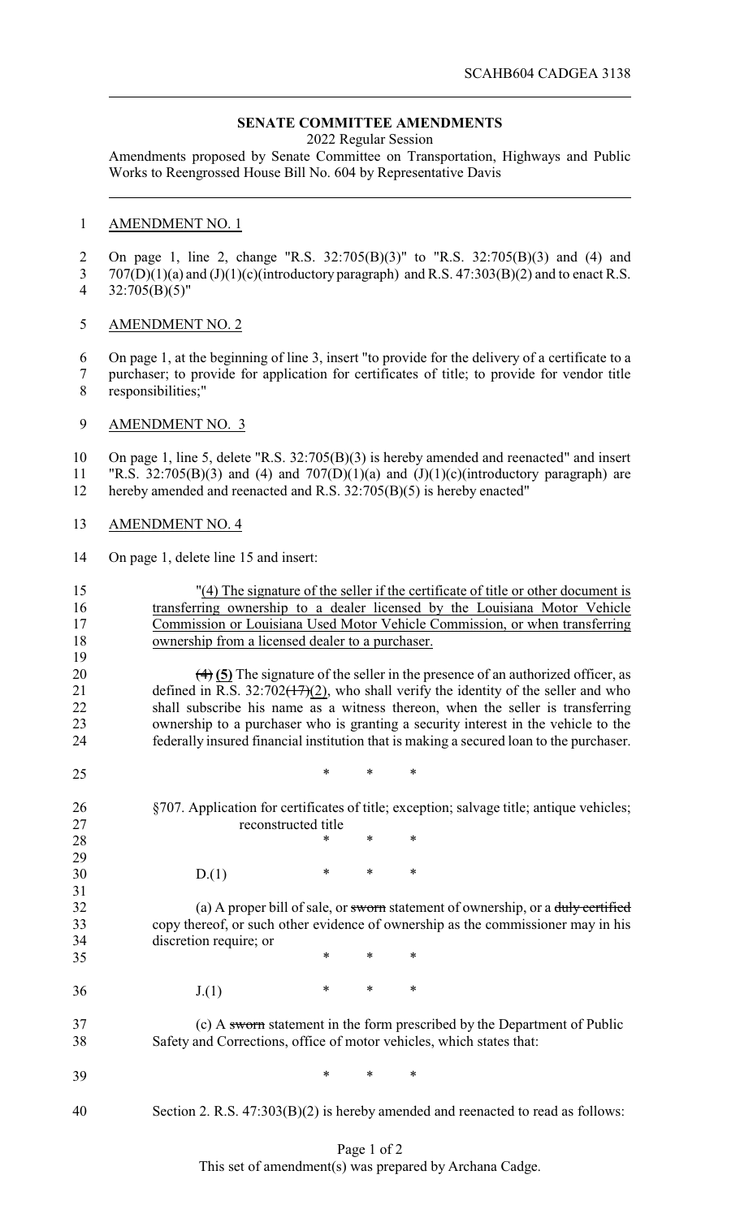SCAHB604 CADGEA 3138

**SENATE COMMITTEE AMENDMENTS**

2022 Regular Session

Amendments proposed by Senate Committee on Transportation, Highways and Public Works to Reengrossed House Bill No. 604 by Representative Davis

AMENDMENT NO. 1

On page 1, line 2, change "R.S. 32:705(B)(3)" to "R.S. 32:705(B)(3) and (4) and 707(D)(1)(a) and (J)(1)(c)(introductory paragraph) and R.S. 47:303(B)(2) and to enact R.S. 32:705(B)(5)"

AMENDMENT NO. 2

On page 1, at the beginning of line 3, insert "to provide for the delivery of a certificate to a purchaser; to provide for application for certificates of title; to provide for vendor title responsibilities;"

AMENDMENT NO. 3

On page 1, line 5, delete "R.S. 32:705(B)(3) is hereby amended and reenacted" and insert "R.S. 32:705(B)(3) and (4) and 707(D)(1)(a) and (J)(1)(c)(introductory paragraph) are hereby amended and reenacted and R.S. 32:705(B)(5) is hereby enacted"

AMENDMENT NO. 4

On page 1, delete line 15 and insert:

"<u>(4) The signature of the seller if the certificate of title or other document is transferring ownership to a dealer licensed by the Louisiana Motor Vehicle Commission or Louisiana Used Motor Vehicle Commission, or when transferring ownership from a licensed dealer to a purchaser.</u>

~~(4)~~ **(5)** The signature of the seller in the presence of an authorized officer, as defined in R.S. 32:702~~(17)~~<u>(2)</u>, who shall verify the identity of the seller and who shall subscribe his name as a witness thereon, when the seller is transferring ownership to a purchaser who is granting a security interest in the vehicle to the federally insured financial institution that is making a secured loan to the purchaser.

\* \* \*

§707. Application for certificates of title; exception; salvage title; antique vehicles; reconstructed title

\* \* \*

D.(1) \* \* \*

(a) A proper bill of sale, or ~~sworn~~ statement of ownership, or a ~~duly certified~~ copy thereof, or such other evidence of ownership as the commissioner may in his discretion require; or

\* \* \*

J.(1) \* \* \*

(c) A ~~sworn~~ statement in the form prescribed by the Department of Public Safety and Corrections, office of motor vehicles, which states that:

\* \* \*

Section 2. R.S. 47:303(B)(2) is hereby amended and reenacted to read as follows:

This set of amendment(s) was prepared by Archana Cadge.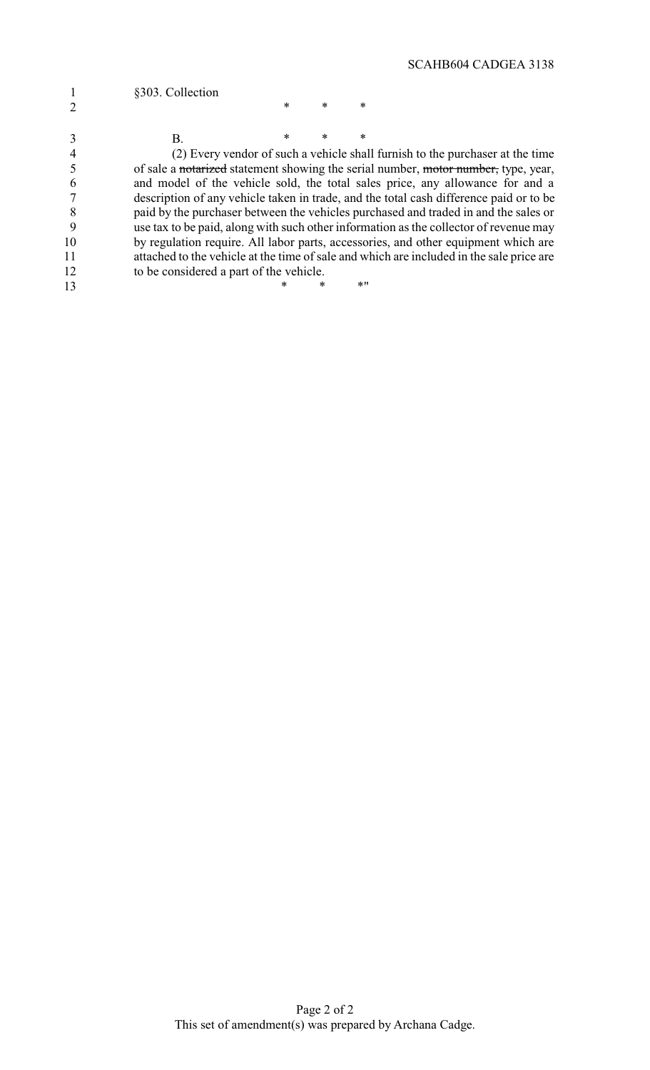§303. Collection

\* \* \*

B. \* \* \*

(2) Every vendor of such a vehicle shall furnish to the purchaser at the time of sale a ~~notarized~~ statement showing the serial number, ~~motor number,~~ type, year, and model of the vehicle sold, the total sales price, any allowance for and a description of any vehicle taken in trade, and the total cash difference paid or to be paid by the purchaser between the vehicles purchased and traded in and the sales or use tax to be paid, along with such other information as the collector of revenue may by regulation require. All labor parts, accessories, and other equipment which are attached to the vehicle at the time of sale and which are included in the sale price are to be considered a part of the vehicle.

\* \* \*"

This set of amendment(s) was prepared by Archana Cadge.